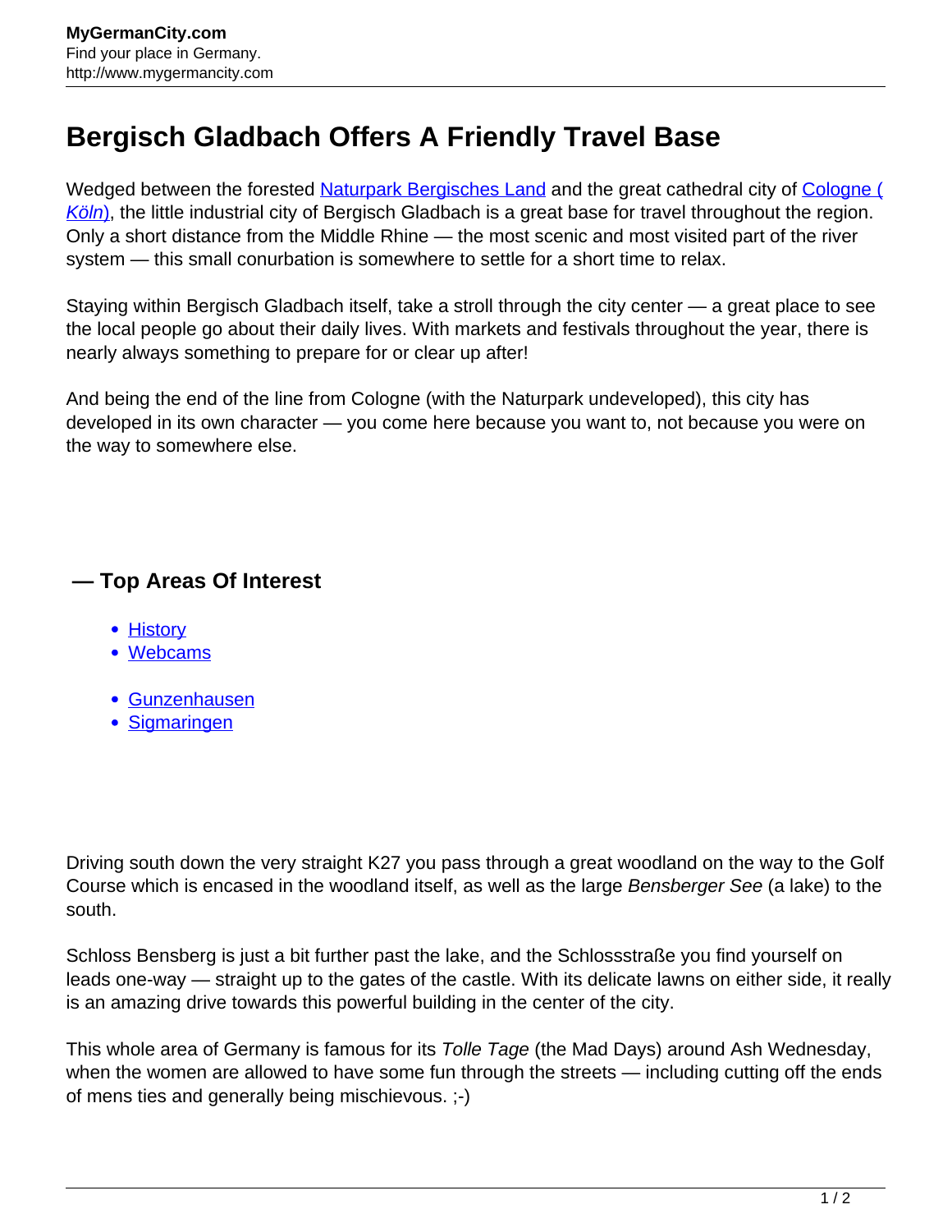# Bergisch Gladbach Offers A Friendly Travel Base

Wedged between the forested Naturpark Bergisches Land and the great cathedral city of Cologne (*Köln*), the little industrial city of Bergisch Gladbach is a great base for travel throughout the region. Only a short distance from the Middle Rhine — the most scenic and most visited part of the river system — this small conurbation is somewhere to settle for a short time to relax.

Staying within Bergisch Gladbach itself, take a stroll through the city center — a great place to see the local people go about their daily lives. With markets and festivals throughout the year, there is nearly always something to prepare for or clear up after!

And being the end of the line from Cologne (with the Naturpark undeveloped), this city has developed in its own character — you come here because you want to, not because you were on the way to somewhere else.

### — Top Areas Of Interest

- History
- Webcams

- Gunzenhausen
- Sigmaringen

Driving south down the very straight K27 you pass through a great woodland on the way to the Golf Course which is encased in the woodland itself, as well as the large *Bensberger See* (a lake) to the south.

Schloss Bensberg is just a bit further past the lake, and the Schlossstraße you find yourself on leads one-way — straight up to the gates of the castle. With its delicate lawns on either side, it really is an amazing drive towards this powerful building in the center of the city.

This whole area of Germany is famous for its *Tolle Tage* (the Mad Days) around Ash Wednesday, when the women are allowed to have some fun through the streets — including cutting off the ends of mens ties and generally being mischievous. ;-)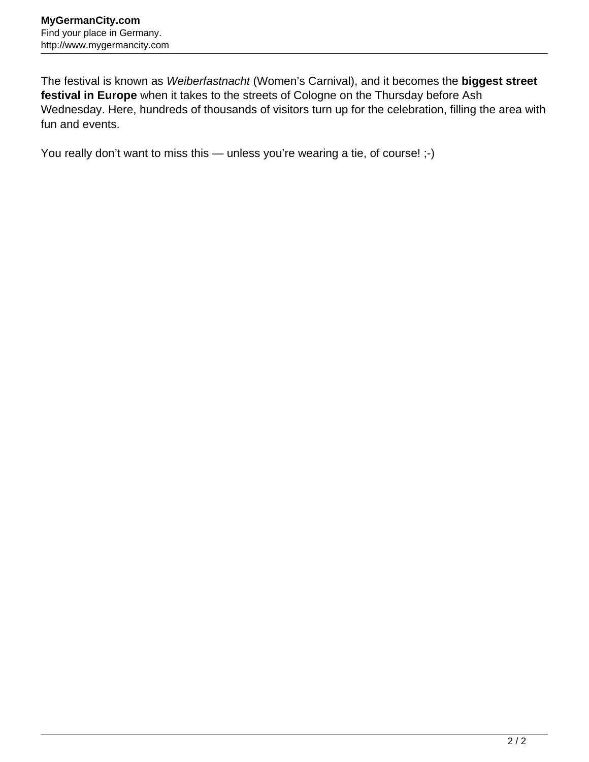The festival is known as *Weiberfastnacht* (Women's Carnival), and it becomes the **biggest street festival in Europe** when it takes to the streets of Cologne on the Thursday before Ash Wednesday. Here, hundreds of thousands of visitors turn up for the celebration, filling the area with fun and events.

You really don't want to miss this — unless you're wearing a tie, of course! ;-)